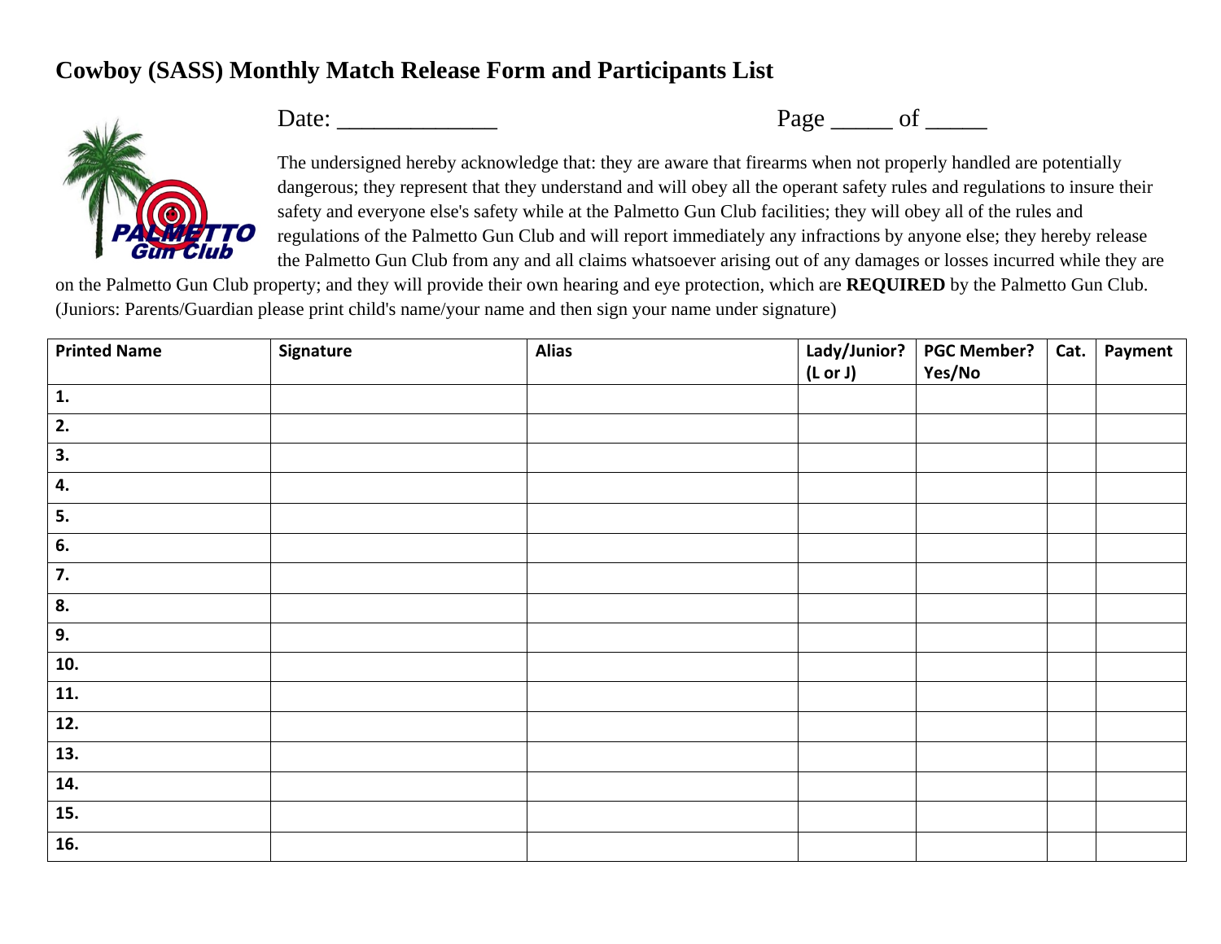# Cowboy (SASS) Monthly Match Release Form and Participants List

Date: _____________ Page _____ of _____

The undersigned hereby acknowledge that: they are aware that firearms when not properly handled are potentially dangerous; they represent that they understand and will obey all the operant safety rules and regulations to insure their safety and everyone else's safety while at the Palmetto Gun Club facilities; they will obey all of the rules and regulations of the Palmetto Gun Club and will report immediately any infractions by anyone else; they hereby release the Palmetto Gun Club from any and all claims whatsoever arising out of any damages or losses incurred while they are on the Palmetto Gun Club property; and they will provide their own hearing and eye protection, which are **REQUIRED** by the Palmetto Gun Club. (Juniors: Parents/Guardian please print child's name/your name and then sign your name under signature)

| Printed Name | Signature | Alias | Lady/Junior? (L or J) | PGC Member? Yes/No | Cat. | Payment |
|---|---|---|---|---|---|---|
| 1. | | | | | | |
| 2. | | | | | | |
| 3. | | | | | | |
| 4. | | | | | | |
| 5. | | | | | | |
| 6. | | | | | | |
| 7. | | | | | | |
| 8. | | | | | | |
| 9. | | | | | | |
| 10. | | | | | | |
| 11. | | | | | | |
| 12. | | | | | | |
| 13. | | | | | | |
| 14. | | | | | | |
| 15. | | | | | | |
| 16. | | | | | | |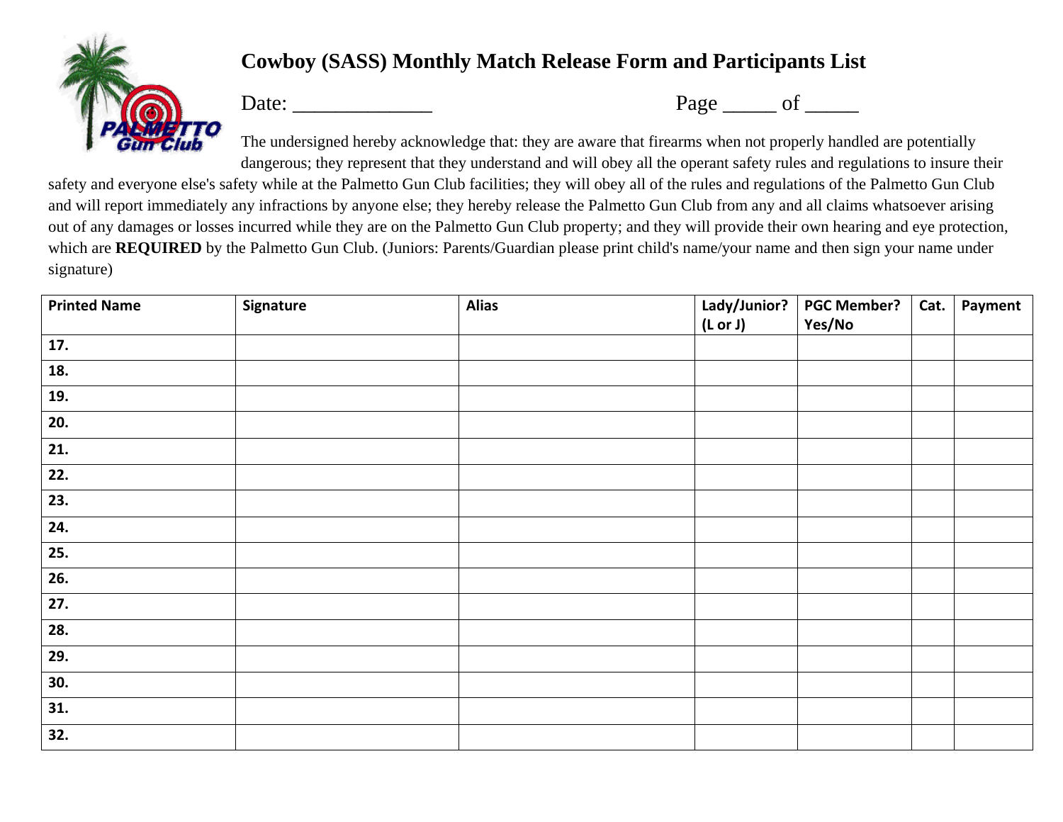# Cowboy (SASS) Monthly Match Release Form and Participants List

Date: _____________ Page _____ of _____

The undersigned hereby acknowledge that: they are aware that firearms when not properly handled are potentially dangerous; they represent that they understand and will obey all the operant safety rules and regulations to insure their safety and everyone else's safety while at the Palmetto Gun Club facilities; they will obey all of the rules and regulations of the Palmetto Gun Club and will report immediately any infractions by anyone else; they hereby release the Palmetto Gun Club from any and all claims whatsoever arising out of any damages or losses incurred while they are on the Palmetto Gun Club property; and they will provide their own hearing and eye protection, which are **REQUIRED** by the Palmetto Gun Club. (Juniors: Parents/Guardian please print child's name/your name and then sign your name under signature)

| Printed Name | Signature | Alias | Lady/Junior? (L or J) | PGC Member? Yes/No | Cat. | Payment |
|---|---|---|---|---|---|---|
| **17.** | | | | | | |
| **18.** | | | | | | |
| **19.** | | | | | | |
| **20.** | | | | | | |
| **21.** | | | | | | |
| **22.** | | | | | | |
| **23.** | | | | | | |
| **24.** | | | | | | |
| **25.** | | | | | | |
| **26.** | | | | | | |
| **27.** | | | | | | |
| **28.** | | | | | | |
| **29.** | | | | | | |
| **30.** | | | | | | |
| **31.** | | | | | | |
| **32.** | | | | | | |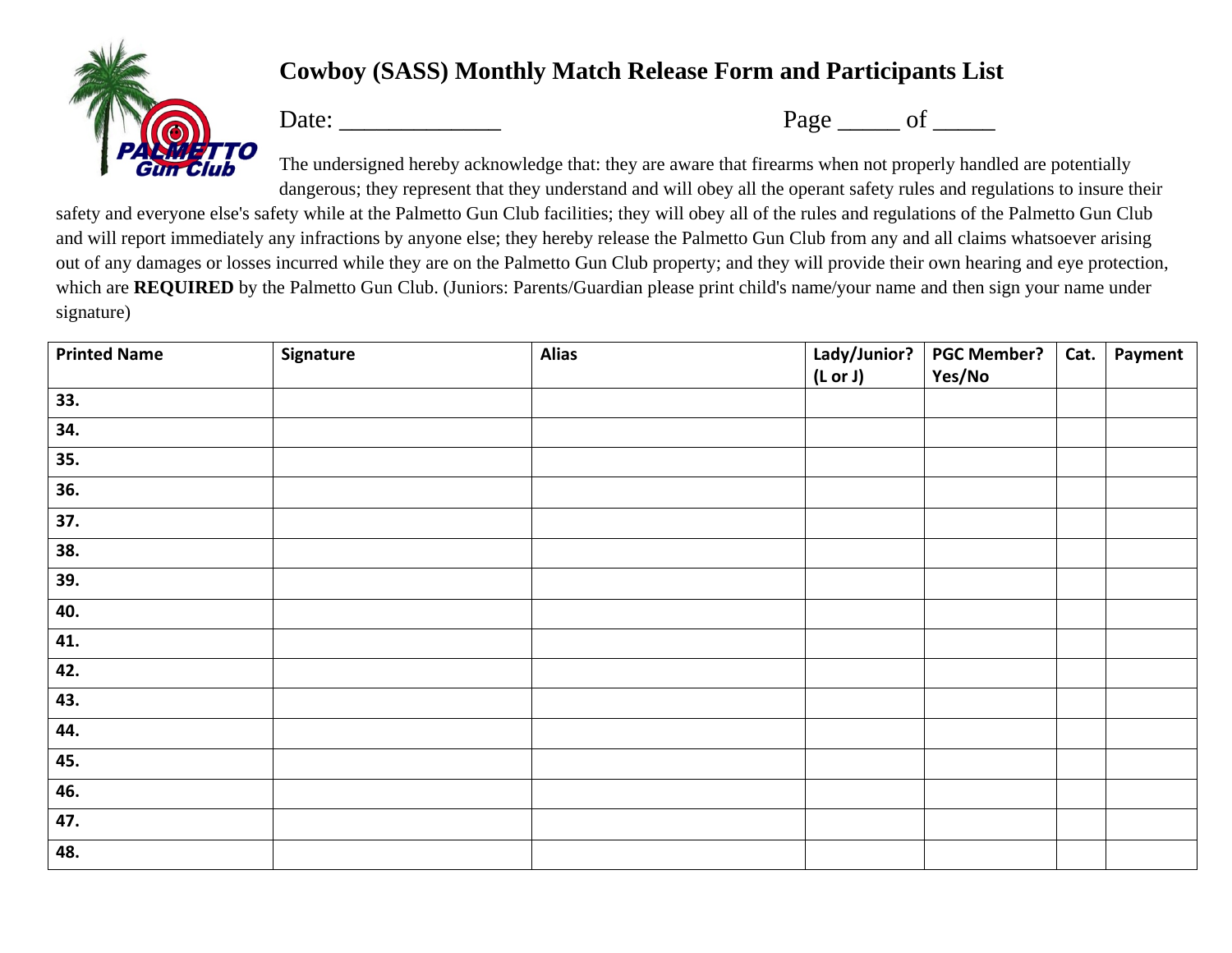# Cowboy (SASS) Monthly Match Release Form and Participants List

PALMETTO Gun Club

Date: _____________ Page _____ of _____

The undersigned hereby acknowledge that: they are aware that firearms when not properly handled are potentially dangerous; they represent that they understand and will obey all the operant safety rules and regulations to insure their safety and everyone else's safety while at the Palmetto Gun Club facilities; they will obey all of the rules and regulations of the Palmetto Gun Club and will report immediately any infractions by anyone else; they hereby release the Palmetto Gun Club from any and all claims whatsoever arising out of any damages or losses incurred while they are on the Palmetto Gun Club property; and they will provide their own hearing and eye protection, which are **REQUIRED** by the Palmetto Gun Club. (Juniors: Parents/Guardian please print child's name/your name and then sign your name under signature)

| Printed Name | Signature | Alias | Lady/Junior? (L or J) | PGC Member? Yes/No | Cat. | Payment |
|---|---|---|---|---|---|---|
| 33. | | | | | | |
| 34. | | | | | | |
| 35. | | | | | | |
| 36. | | | | | | |
| 37. | | | | | | |
| 38. | | | | | | |
| 39. | | | | | | |
| 40. | | | | | | |
| 41. | | | | | | |
| 42. | | | | | | |
| 43. | | | | | | |
| 44. | | | | | | |
| 45. | | | | | | |
| 46. | | | | | | |
| 47. | | | | | | |
| 48. | | | | | | |